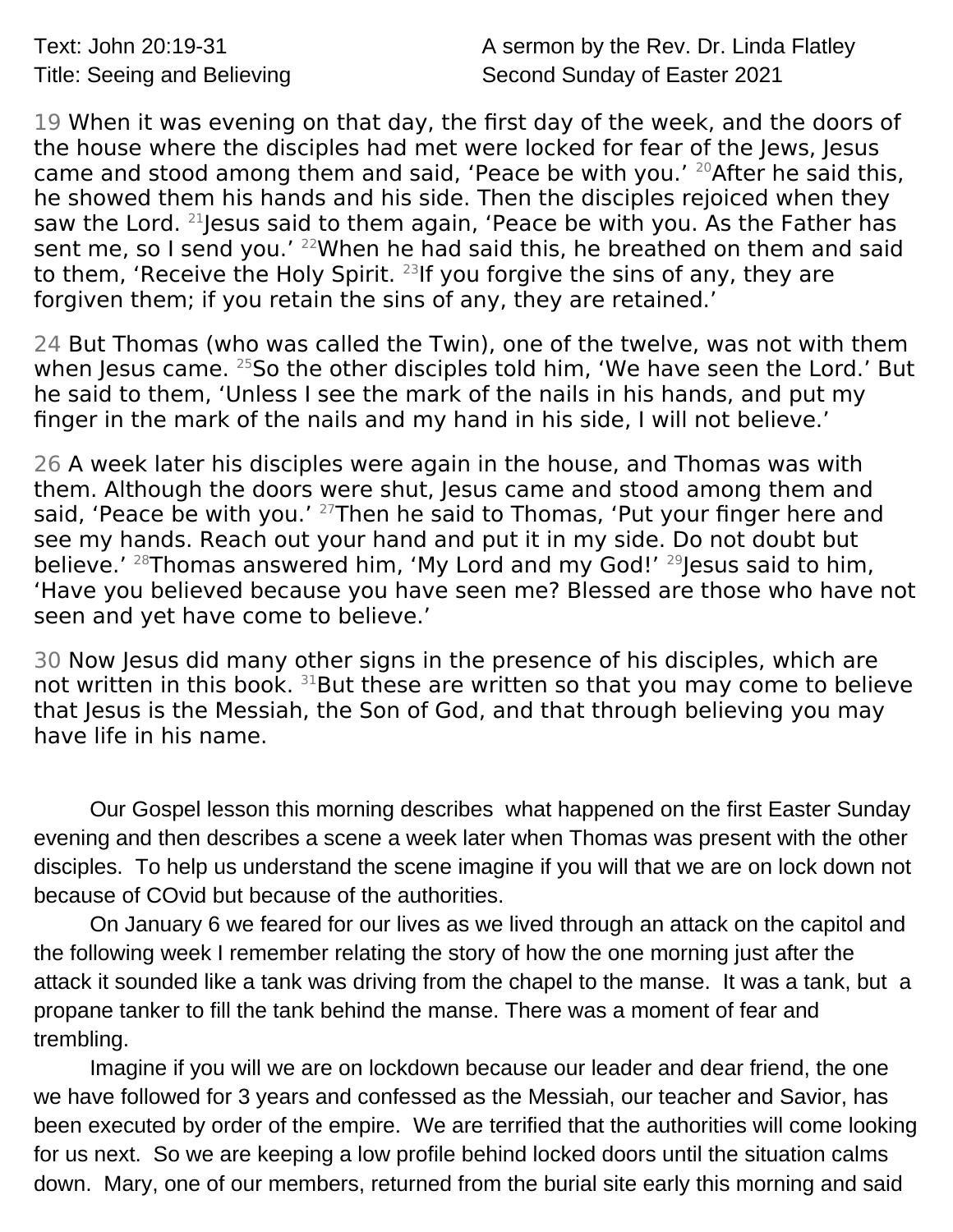Text: John 20:19-31 — A sermon by the Rev. Dr. Linda Flatley

Title: Seeing and Believing — Second Sunday of Easter 2021

19 When it was evening on that day, the first day of the week, and the doors of the house where the disciples had met were locked for fear of the Jews, Jesus came and stood among them and said, 'Peace be with you.' [20]After he said this, he showed them his hands and his side. Then the disciples rejoiced when they saw the Lord. [21]Jesus said to them again, 'Peace be with you. As the Father has sent me, so I send you.' [22]When he had said this, he breathed on them and said to them, 'Receive the Holy Spirit. [23]If you forgive the sins of any, they are forgiven them; if you retain the sins of any, they are retained.'

24 But Thomas (who was called the Twin), one of the twelve, was not with them when Jesus came. [25]So the other disciples told him, 'We have seen the Lord.' But he said to them, 'Unless I see the mark of the nails in his hands, and put my finger in the mark of the nails and my hand in his side, I will not believe.'

26 A week later his disciples were again in the house, and Thomas was with them. Although the doors were shut, Jesus came and stood among them and said, 'Peace be with you.' [27]Then he said to Thomas, 'Put your finger here and see my hands. Reach out your hand and put it in my side. Do not doubt but believe.' [28]Thomas answered him, 'My Lord and my God!' [29]Jesus said to him, 'Have you believed because you have seen me? Blessed are those who have not seen and yet have come to believe.'

30 Now Jesus did many other signs in the presence of his disciples, which are not written in this book. [31]But these are written so that you may come to believe that Jesus is the Messiah, the Son of God, and that through believing you may have life in his name.

Our Gospel lesson this morning describes what happened on the first Easter Sunday evening and then describes a scene a week later when Thomas was present with the other disciples. To help us understand the scene imagine if you will that we are on lock down not because of COvid but because of the authorities.

On January 6 we feared for our lives as we lived through an attack on the capitol and the following week I remember relating the story of how the one morning just after the attack it sounded like a tank was driving from the chapel to the manse. It was a tank, but a propane tanker to fill the tank behind the manse. There was a moment of fear and trembling.

Imagine if you will we are on lockdown because our leader and dear friend, the one we have followed for 3 years and confessed as the Messiah, our teacher and Savior, has been executed by order of the empire. We are terrified that the authorities will come looking for us next. So we are keeping a low profile behind locked doors until the situation calms down. Mary, one of our members, returned from the burial site early this morning and said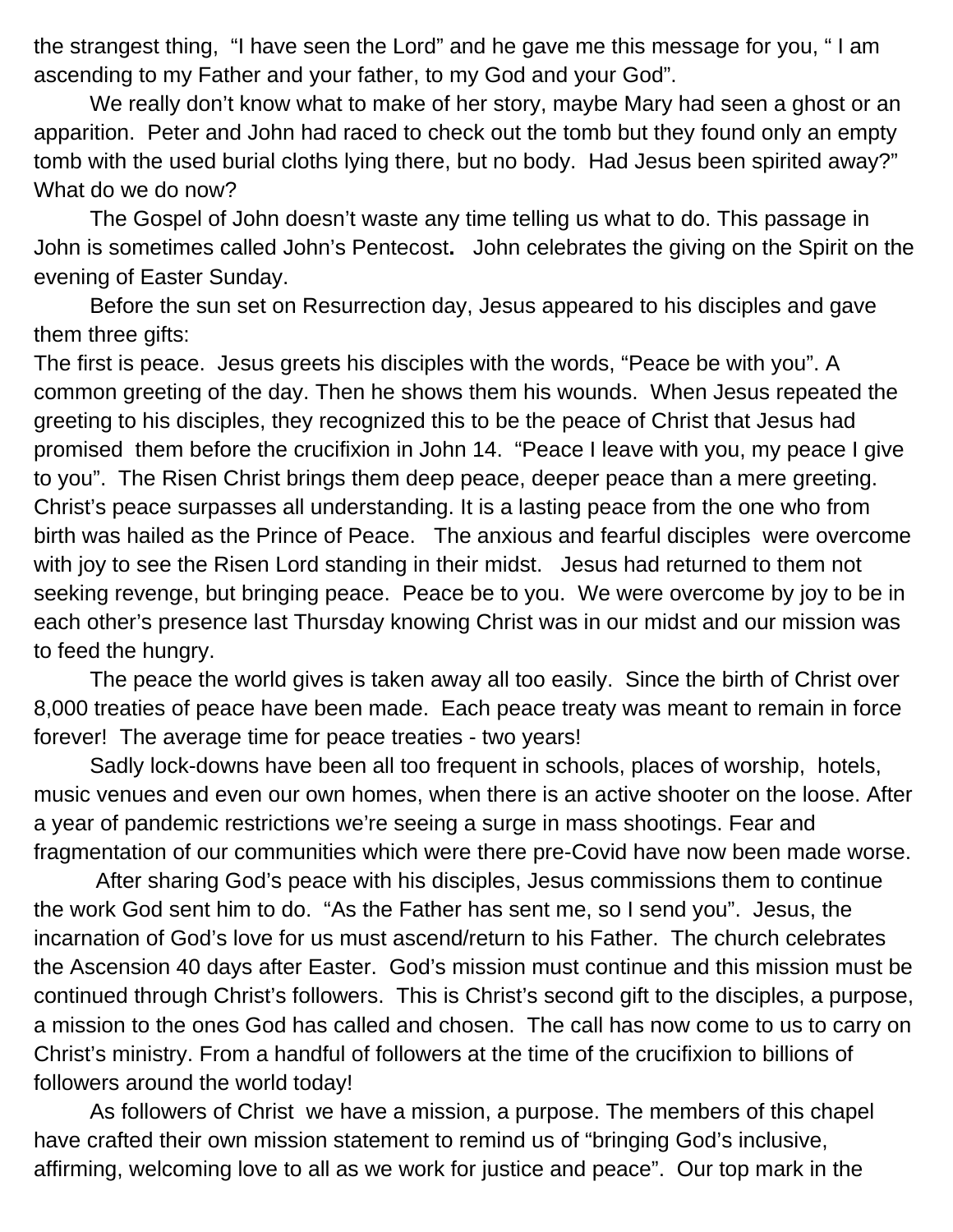the strangest thing, "I have seen the Lord" and he gave me this message for you, " I am ascending to my Father and your father, to my God and your God".

We really don't know what to make of her story, maybe Mary had seen a ghost or an apparition. Peter and John had raced to check out the tomb but they found only an empty tomb with the used burial cloths lying there, but no body. Had Jesus been spirited away?" What do we do now?

The Gospel of John doesn't waste any time telling us what to do. This passage in John is sometimes called John's Pentecost**.** John celebrates the giving on the Spirit on the evening of Easter Sunday.

Before the sun set on Resurrection day, Jesus appeared to his disciples and gave them three gifts:

The first is peace. Jesus greets his disciples with the words, "Peace be with you". A common greeting of the day. Then he shows them his wounds. When Jesus repeated the greeting to his disciples, they recognized this to be the peace of Christ that Jesus had promised them before the crucifixion in John 14. "Peace I leave with you, my peace I give to you". The Risen Christ brings them deep peace, deeper peace than a mere greeting. Christ's peace surpasses all understanding. It is a lasting peace from the one who from birth was hailed as the Prince of Peace. The anxious and fearful disciples were overcome with joy to see the Risen Lord standing in their midst. Jesus had returned to them not seeking revenge, but bringing peace. Peace be to you. We were overcome by joy to be in each other's presence last Thursday knowing Christ was in our midst and our mission was to feed the hungry.

The peace the world gives is taken away all too easily. Since the birth of Christ over 8,000 treaties of peace have been made. Each peace treaty was meant to remain in force forever! The average time for peace treaties - two years!

Sadly lock-downs have been all too frequent in schools, places of worship, hotels, music venues and even our own homes, when there is an active shooter on the loose. After a year of pandemic restrictions we're seeing a surge in mass shootings. Fear and fragmentation of our communities which were there pre-Covid have now been made worse.

After sharing God's peace with his disciples, Jesus commissions them to continue the work God sent him to do. "As the Father has sent me, so I send you". Jesus, the incarnation of God's love for us must ascend/return to his Father. The church celebrates the Ascension 40 days after Easter. God's mission must continue and this mission must be continued through Christ's followers. This is Christ's second gift to the disciples, a purpose, a mission to the ones God has called and chosen. The call has now come to us to carry on Christ's ministry. From a handful of followers at the time of the crucifixion to billions of followers around the world today!

As followers of Christ we have a mission, a purpose. The members of this chapel have crafted their own mission statement to remind us of "bringing God's inclusive, affirming, welcoming love to all as we work for justice and peace". Our top mark in the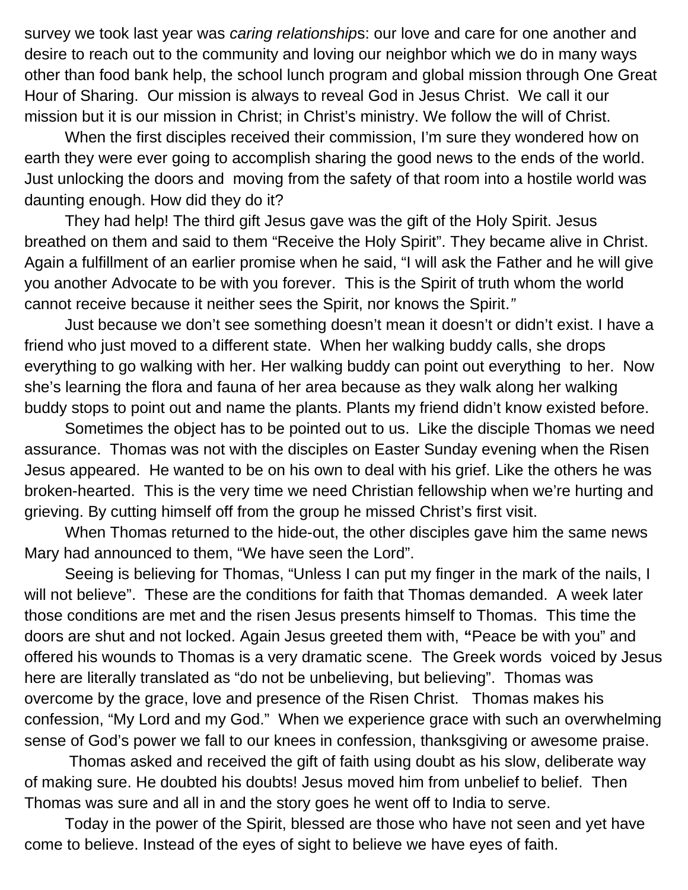survey we took last year was *caring relationships*: our love and care for one another and desire to reach out to the community and loving our neighbor which we do in many ways other than food bank help, the school lunch program and global mission through One Great Hour of Sharing. Our mission is always to reveal God in Jesus Christ. We call it our mission but it is our mission in Christ; in Christ's ministry. We follow the will of Christ.

When the first disciples received their commission, I'm sure they wondered how on earth they were ever going to accomplish sharing the good news to the ends of the world. Just unlocking the doors and moving from the safety of that room into a hostile world was daunting enough. How did they do it?

They had help! The third gift Jesus gave was the gift of the Holy Spirit. Jesus breathed on them and said to them "Receive the Holy Spirit". They became alive in Christ. Again a fulfillment of an earlier promise when he said, "I will ask the Father and he will give you another Advocate to be with you forever. This is the Spirit of truth whom the world cannot receive because it neither sees the Spirit, nor knows the Spirit."

Just because we don't see something doesn't mean it doesn't or didn't exist. I have a friend who just moved to a different state. When her walking buddy calls, she drops everything to go walking with her. Her walking buddy can point out everything to her. Now she's learning the flora and fauna of her area because as they walk along her walking buddy stops to point out and name the plants. Plants my friend didn't know existed before.

Sometimes the object has to be pointed out to us. Like the disciple Thomas we need assurance. Thomas was not with the disciples on Easter Sunday evening when the Risen Jesus appeared. He wanted to be on his own to deal with his grief. Like the others he was broken-hearted. This is the very time we need Christian fellowship when we're hurting and grieving. By cutting himself off from the group he missed Christ's first visit.

When Thomas returned to the hide-out, the other disciples gave him the same news Mary had announced to them, "We have seen the Lord".

Seeing is believing for Thomas, "Unless I can put my finger in the mark of the nails, I will not believe". These are the conditions for faith that Thomas demanded. A week later those conditions are met and the risen Jesus presents himself to Thomas. This time the doors are shut and not locked. Again Jesus greeted them with, **"**Peace be with you" and offered his wounds to Thomas is a very dramatic scene. The Greek words voiced by Jesus here are literally translated as "do not be unbelieving, but believing". Thomas was overcome by the grace, love and presence of the Risen Christ. Thomas makes his confession, "My Lord and my God." When we experience grace with such an overwhelming sense of God's power we fall to our knees in confession, thanksgiving or awesome praise.

Thomas asked and received the gift of faith using doubt as his slow, deliberate way of making sure. He doubted his doubts! Jesus moved him from unbelief to belief. Then Thomas was sure and all in and the story goes he went off to India to serve.

Today in the power of the Spirit, blessed are those who have not seen and yet have come to believe. Instead of the eyes of sight to believe we have eyes of faith.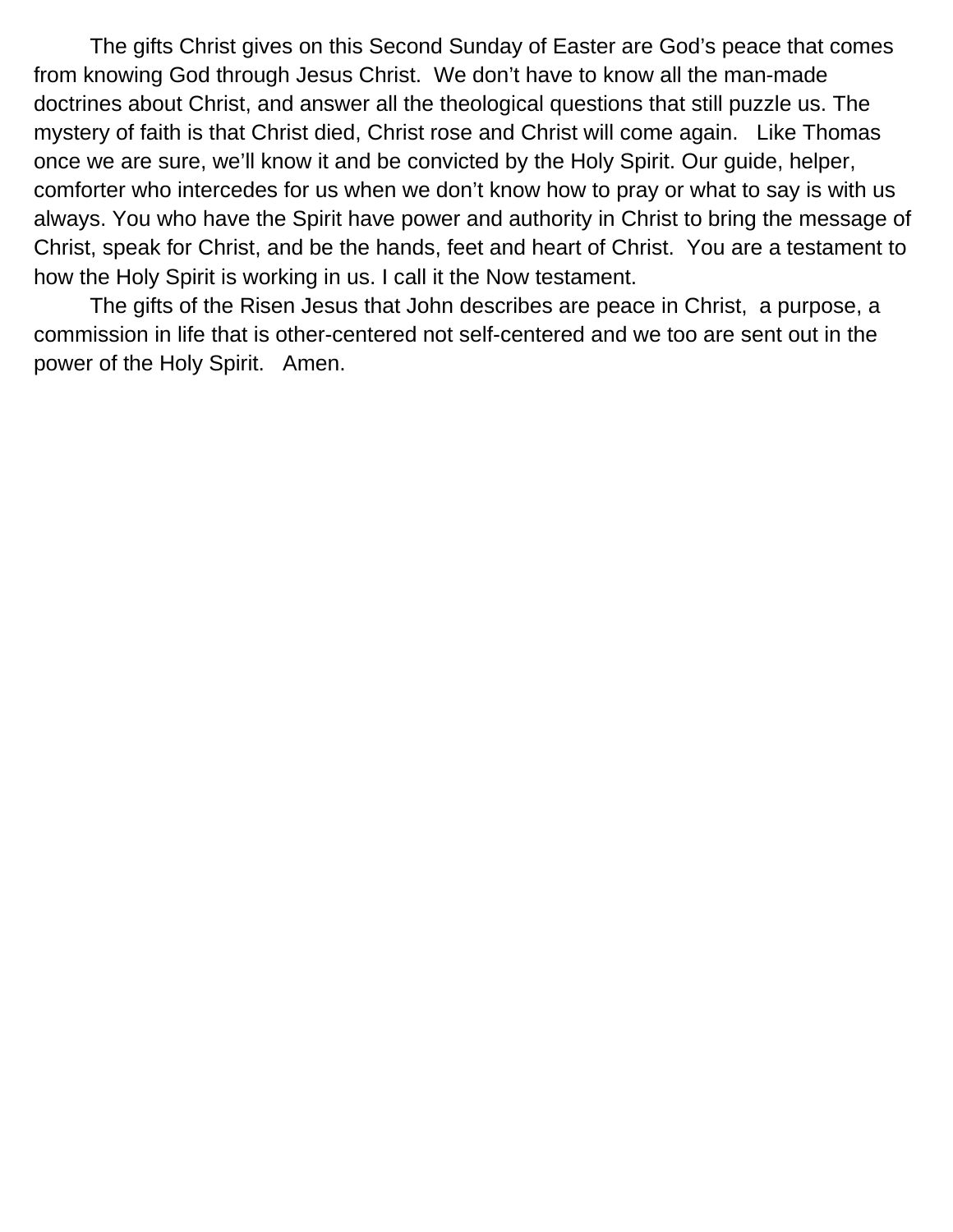The gifts Christ gives on this Second Sunday of Easter are God's peace that comes from knowing God through Jesus Christ. We don't have to know all the man-made doctrines about Christ, and answer all the theological questions that still puzzle us. The mystery of faith is that Christ died, Christ rose and Christ will come again. Like Thomas once we are sure, we'll know it and be convicted by the Holy Spirit. Our guide, helper, comforter who intercedes for us when we don't know how to pray or what to say is with us always. You who have the Spirit have power and authority in Christ to bring the message of Christ, speak for Christ, and be the hands, feet and heart of Christ. You are a testament to how the Holy Spirit is working in us. I call it the Now testament.

The gifts of the Risen Jesus that John describes are peace in Christ, a purpose, a commission in life that is other-centered not self-centered and we too are sent out in the power of the Holy Spirit. Amen.